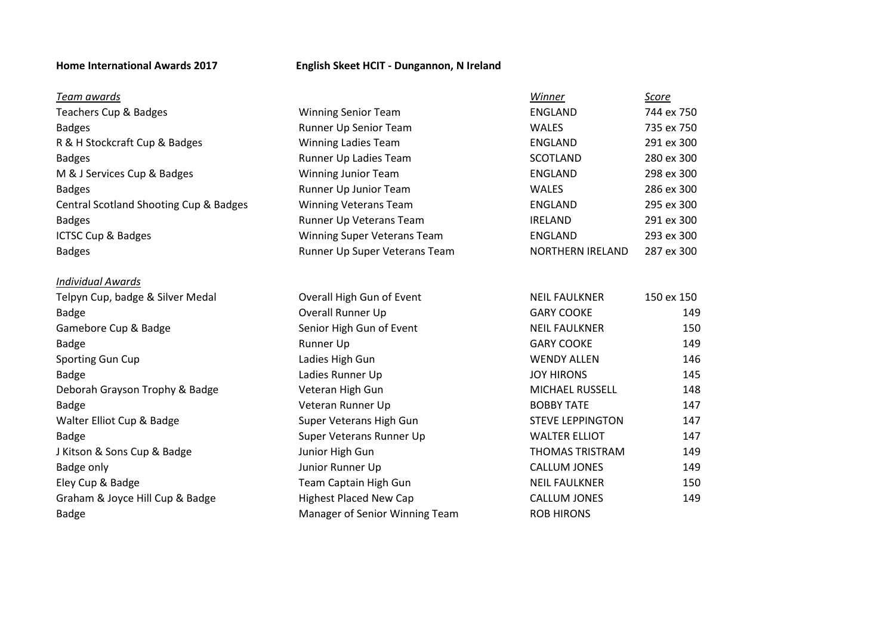**Home International Awards 2017** **English Skeet HCIT - Dungannon, N Ireland**

| *Team awards* | | *Winner* | *Score* |
|---|---|---|---|
| Teachers Cup & Badges | Winning Senior Team | ENGLAND | 744 ex 750 |
| Badges | Runner Up Senior Team | WALES | 735 ex 750 |
| R & H Stockcraft Cup & Badges | Winning Ladies Team | ENGLAND | 291 ex 300 |
| Badges | Runner Up Ladies Team | SCOTLAND | 280 ex 300 |
| M & J Services Cup & Badges | Winning Junior Team | ENGLAND | 298 ex 300 |
| Badges | Runner Up Junior Team | WALES | 286 ex 300 |
| Central Scotland Shooting Cup & Badges | Winning Veterans Team | ENGLAND | 295 ex 300 |
| Badges | Runner Up Veterans Team | IRELAND | 291 ex 300 |
| ICTSC Cup & Badges | Winning Super Veterans Team | ENGLAND | 293 ex 300 |
| Badges | Runner Up Super Veterans Team | NORTHERN IRELAND | 287 ex 300 |
| *Individual Awards* | | | |
| Telpyn Cup, badge & Silver Medal | Overall High Gun of Event | NEIL FAULKNER | 150 ex 150 |
| Badge | Overall Runner Up | GARY COOKE | 149 |
| Gamebore Cup & Badge | Senior High Gun of Event | NEIL FAULKNER | 150 |
| Badge | Runner Up | GARY COOKE | 149 |
| Sporting Gun Cup | Ladies High Gun | WENDY ALLEN | 146 |
| Badge | Ladies Runner Up | JOY HIRONS | 145 |
| Deborah Grayson Trophy & Badge | Veteran High Gun | MICHAEL RUSSELL | 148 |
| Badge | Veteran Runner Up | BOBBY TATE | 147 |
| Walter Elliot Cup & Badge | Super Veterans High Gun | STEVE LEPPINGTON | 147 |
| Badge | Super Veterans Runner Up | WALTER ELLIOT | 147 |
| J Kitson & Sons Cup & Badge | Junior High Gun | THOMAS TRISTRAM | 149 |
| Badge only | Junior Runner Up | CALLUM JONES | 149 |
| Eley Cup & Badge | Team Captain High Gun | NEIL FAULKNER | 150 |
| Graham & Joyce Hill Cup & Badge | Highest Placed New Cap | CALLUM JONES | 149 |
| Badge | Manager of Senior Winning Team | ROB HIRONS | |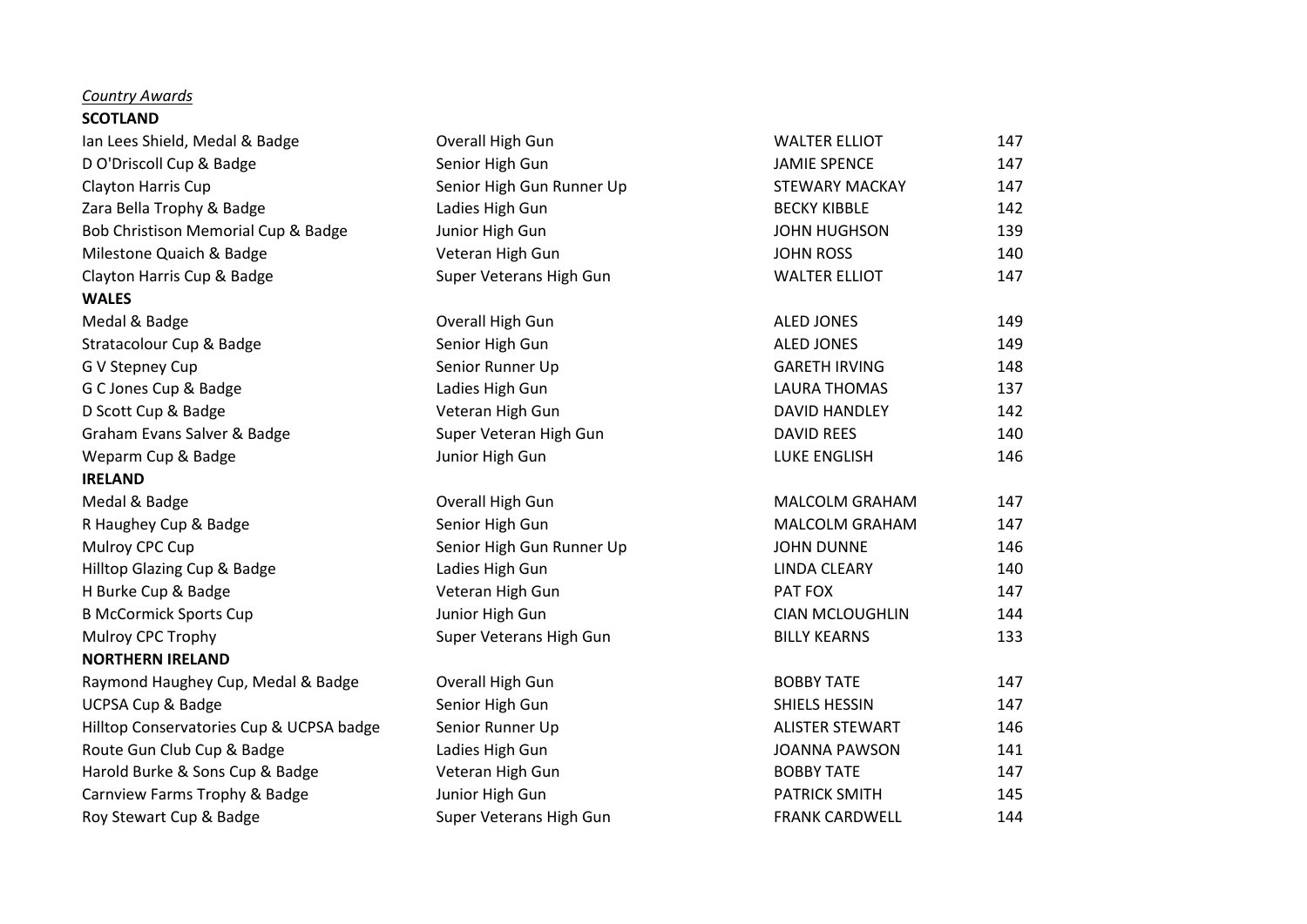*Country Awards*

**SCOTLAND**

| | | | |
|---|---|---|---|
| Ian Lees Shield, Medal & Badge | Overall High Gun | WALTER ELLIOT | 147 |
| D O'Driscoll Cup & Badge | Senior High Gun | JAMIE SPENCE | 147 |
| Clayton Harris Cup | Senior High Gun Runner Up | STEWARY MACKAY | 147 |
| Zara Bella Trophy & Badge | Ladies High Gun | BECKY KIBBLE | 142 |
| Bob Christison Memorial Cup & Badge | Junior High Gun | JOHN HUGHSON | 139 |
| Milestone Quaich & Badge | Veteran High Gun | JOHN ROSS | 140 |
| Clayton Harris Cup & Badge | Super Veterans High Gun | WALTER ELLIOT | 147 |

**WALES**

| | | | |
|---|---|---|---|
| Medal & Badge | Overall High Gun | ALED JONES | 149 |
| Stratacolour Cup & Badge | Senior High Gun | ALED JONES | 149 |
| G V Stepney Cup | Senior Runner Up | GARETH IRVING | 148 |
| G C Jones Cup & Badge | Ladies High Gun | LAURA THOMAS | 137 |
| D Scott Cup & Badge | Veteran High Gun | DAVID HANDLEY | 142 |
| Graham Evans Salver & Badge | Super Veteran High Gun | DAVID REES | 140 |
| Weparm Cup & Badge | Junior High Gun | LUKE ENGLISH | 146 |

**IRELAND**

| | | | |
|---|---|---|---|
| Medal & Badge | Overall High Gun | MALCOLM GRAHAM | 147 |
| R Haughey Cup & Badge | Senior High Gun | MALCOLM GRAHAM | 147 |
| Mulroy CPC Cup | Senior High Gun Runner Up | JOHN DUNNE | 146 |
| Hilltop Glazing Cup & Badge | Ladies High Gun | LINDA CLEARY | 140 |
| H Burke Cup & Badge | Veteran High Gun | PAT FOX | 147 |
| B McCormick Sports Cup | Junior High Gun | CIAN MCLOUGHLIN | 144 |
| Mulroy CPC Trophy | Super Veterans High Gun | BILLY KEARNS | 133 |

**NORTHERN IRELAND**

| | | | |
|---|---|---|---|
| Raymond Haughey Cup, Medal & Badge | Overall High Gun | BOBBY TATE | 147 |
| UCPSA Cup & Badge | Senior High Gun | SHIELS HESSIN | 147 |
| Hilltop Conservatories Cup & UCPSA badge | Senior Runner Up | ALISTER STEWART | 146 |
| Route Gun Club Cup & Badge | Ladies High Gun | JOANNA PAWSON | 141 |
| Harold Burke & Sons Cup & Badge | Veteran High Gun | BOBBY TATE | 147 |
| Carnview Farms Trophy & Badge | Junior High Gun | PATRICK SMITH | 145 |
| Roy Stewart Cup & Badge | Super Veterans High Gun | FRANK CARDWELL | 144 |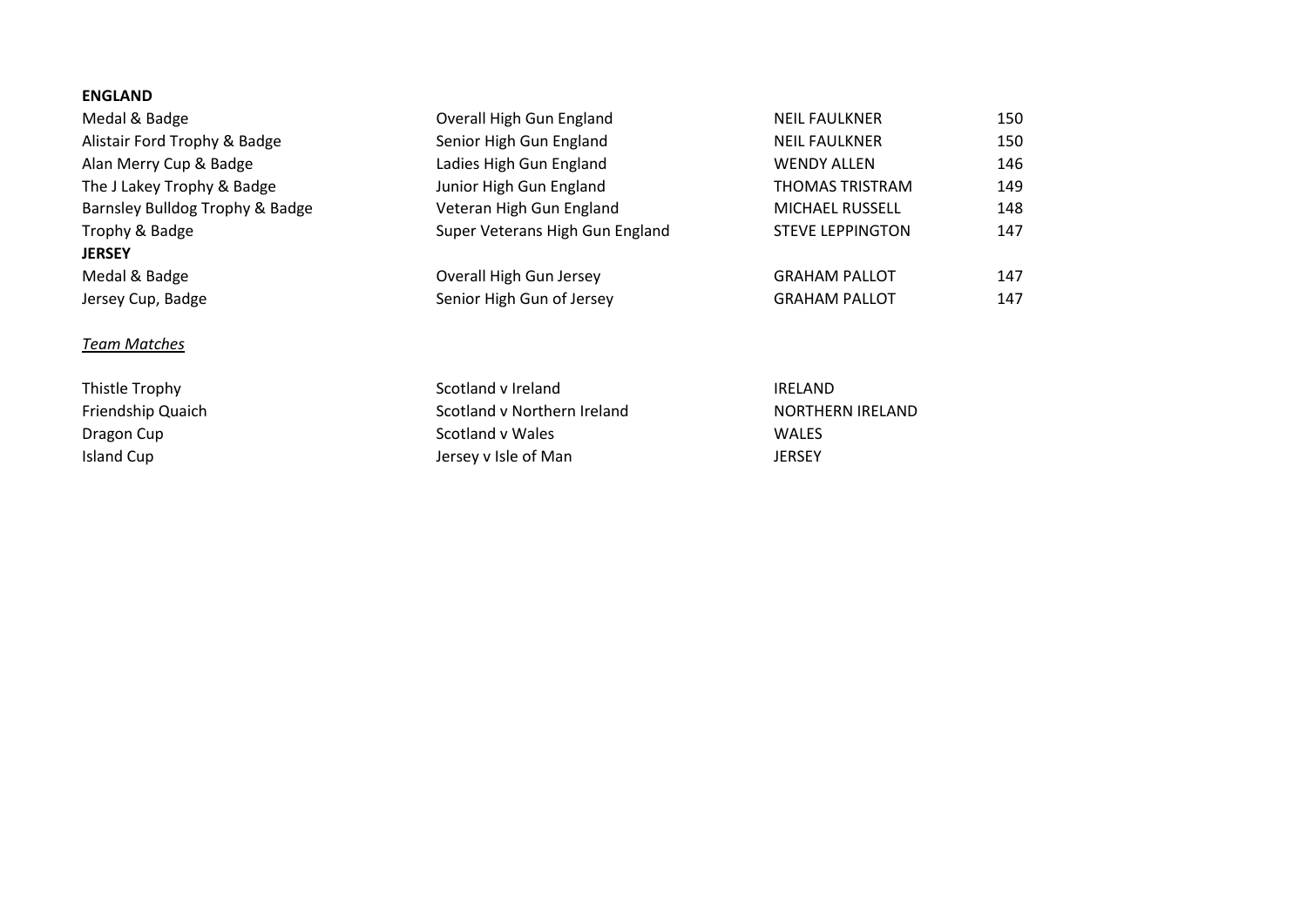**ENGLAND**

| | | | |
|---|---|---|---|
| Medal & Badge | Overall High Gun England | NEIL FAULKNER | 150 |
| Alistair Ford Trophy & Badge | Senior High Gun England | NEIL FAULKNER | 150 |
| Alan Merry Cup & Badge | Ladies High Gun England | WENDY ALLEN | 146 |
| The J Lakey Trophy & Badge | Junior High Gun England | THOMAS TRISTRAM | 149 |
| Barnsley Bulldog Trophy & Badge | Veteran High Gun England | MICHAEL RUSSELL | 148 |
| Trophy & Badge | Super Veterans High Gun England | STEVE LEPPINGTON | 147 |

**JERSEY**

| | | | |
|---|---|---|---|
| Medal & Badge | Overall High Gun Jersey | GRAHAM PALLOT | 147 |
| Jersey Cup, Badge | Senior High Gun of Jersey | GRAHAM PALLOT | 147 |

*Team Matches*

| | | |
|---|---|---|
| Thistle Trophy | Scotland v Ireland | IRELAND |
| Friendship Quaich | Scotland v Northern Ireland | NORTHERN IRELAND |
| Dragon Cup | Scotland v Wales | WALES |
| Island Cup | Jersey v Isle of Man | JERSEY |